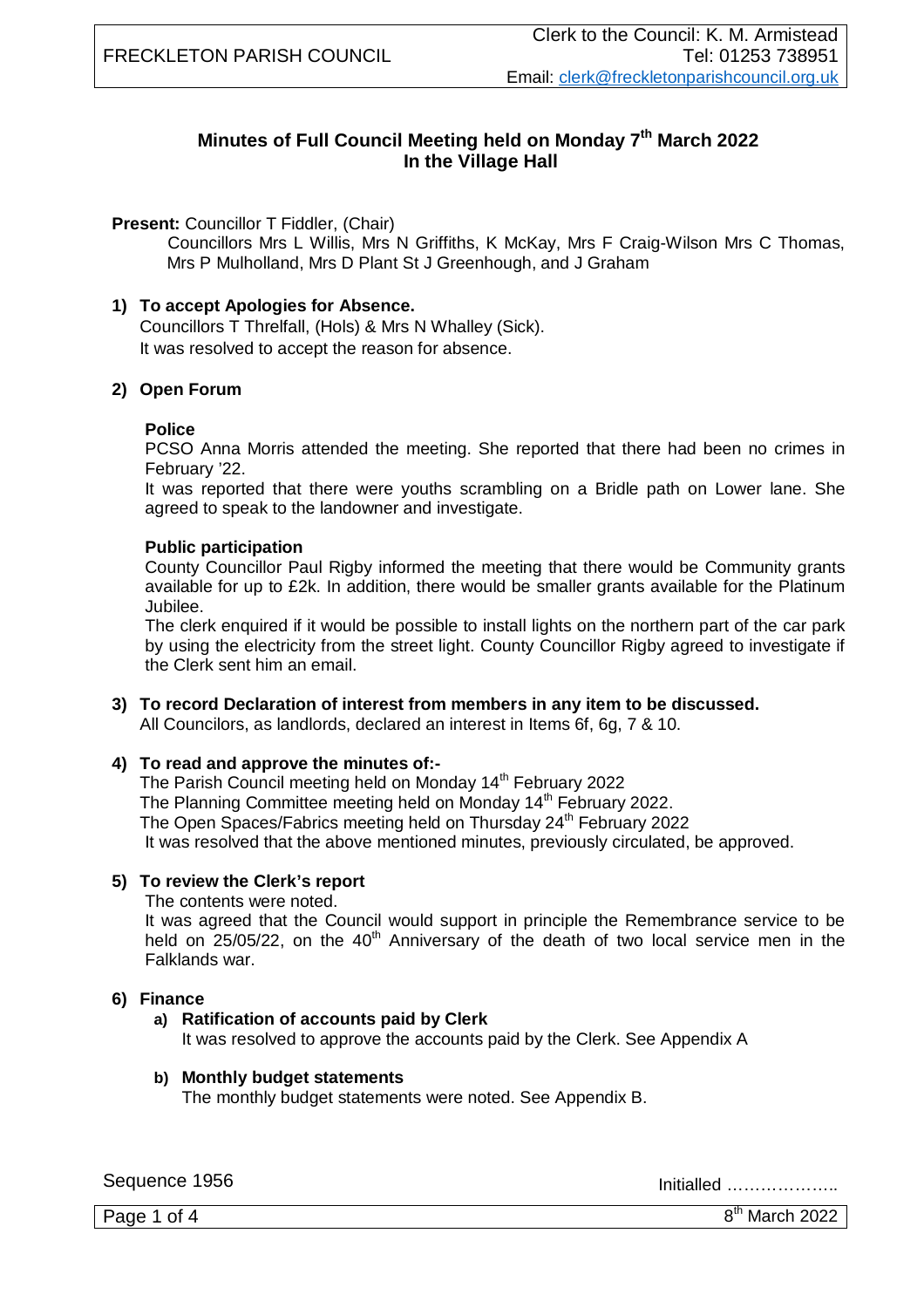| FRECKLETON PARISH COUNCIL | Clerk to the Council: K. M. Armistead<br>Tel: 01253 738951<br>Email: clerk@freckletonparishcouncil.org.uk |
|---|---|

# Minutes of Full Council Meeting held on Monday 7th March 2022
## In the Village Hall

**Present:** Councillor T Fiddler, (Chair)
Councillors Mrs L Willis, Mrs N Griffiths, K McKay, Mrs F Craig-Wilson Mrs C Thomas, Mrs P Mulholland, Mrs D Plant St J Greenhough, and J Graham

**1) To accept Apologies for Absence.**
Councillors T Threlfall, (Hols) & Mrs N Whalley (Sick).
It was resolved to accept the reason for absence.

**2) Open Forum**

**Police**
PCSO Anna Morris attended the meeting. She reported that there had been no crimes in February '22.
It was reported that there were youths scrambling on a Bridle path on Lower lane. She agreed to speak to the landowner and investigate.

**Public participation**
County Councillor Paul Rigby informed the meeting that there would be Community grants available for up to £2k. In addition, there would be smaller grants available for the Platinum Jubilee.
The clerk enquired if it would be possible to install lights on the northern part of the car park by using the electricity from the street light. County Councillor Rigby agreed to investigate if the Clerk sent him an email.

**3) To record Declaration of interest from members in any item to be discussed.**
All Councilors, as landlords, declared an interest in Items 6f, 6g, 7 & 10.

**4) To read and approve the minutes of:-**
The Parish Council meeting held on Monday 14th February 2022
The Planning Committee meeting held on Monday 14th February 2022.
The Open Spaces/Fabrics meeting held on Thursday 24th February 2022
It was resolved that the above mentioned minutes, previously circulated, be approved.

**5) To review the Clerk's report**
The contents were noted.
It was agreed that the Council would support in principle the Remembrance service to be held on 25/05/22, on the 40th Anniversary of the death of two local service men in the Falklands war.

**6) Finance**

**a) Ratification of accounts paid by Clerk**
It was resolved to approve the accounts paid by the Clerk. See Appendix A

**b) Monthly budget statements**
The monthly budget statements were noted. See Appendix B.

Sequence 1956

Initialled ………………..

8th March 2022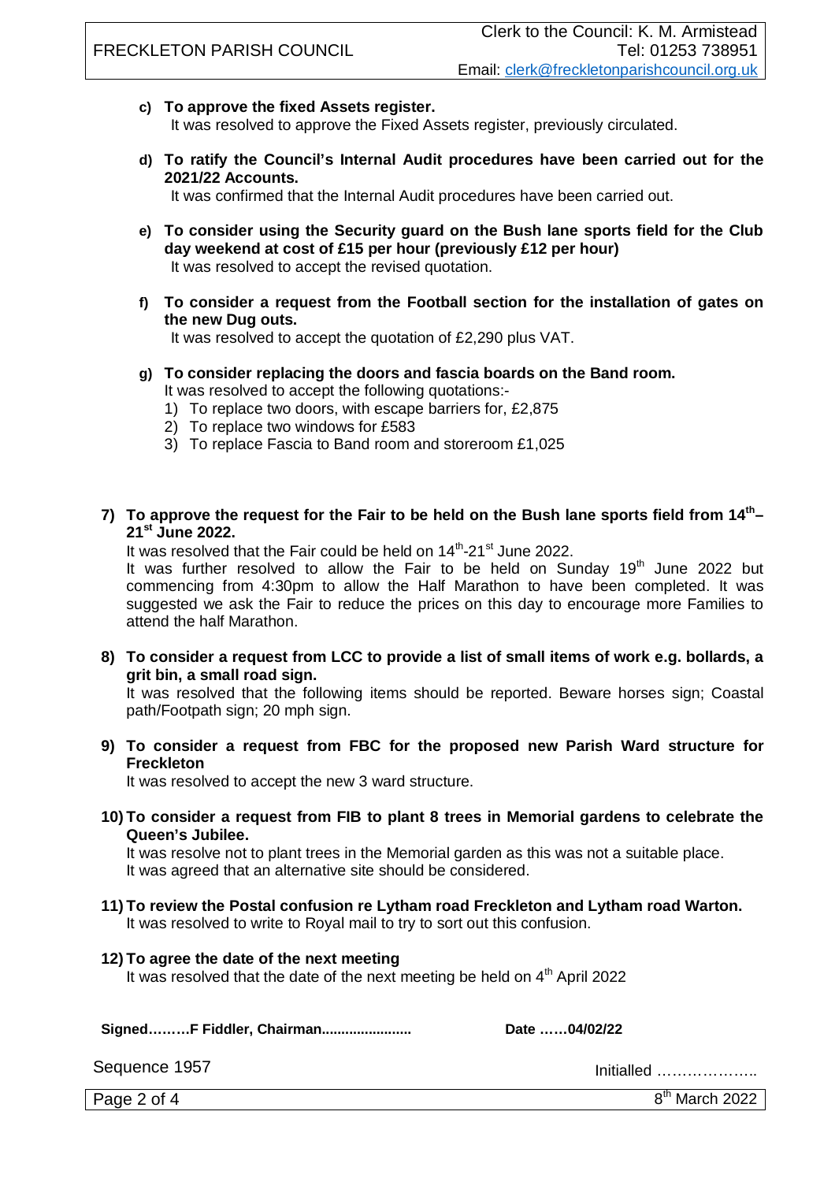**c) To approve the fixed Assets register.**
It was resolved to approve the Fixed Assets register, previously circulated.

**d) To ratify the Council's Internal Audit procedures have been carried out for the 2021/22 Accounts.**
It was confirmed that the Internal Audit procedures have been carried out.

**e) To consider using the Security guard on the Bush lane sports field for the Club day weekend at cost of £15 per hour (previously £12 per hour)**
It was resolved to accept the revised quotation.

**f) To consider a request from the Football section for the installation of gates on the new Dug outs.**
It was resolved to accept the quotation of £2,290 plus VAT.

**g) To consider replacing the doors and fascia boards on the Band room.**
It was resolved to accept the following quotations:-
1) To replace two doors, with escape barriers for, £2,875
2) To replace two windows for £583
3) To replace Fascia to Band room and storeroom £1,025

**7) To approve the request for the Fair to be held on the Bush lane sports field from 14th– 21st June 2022.**
It was resolved that the Fair could be held on 14th-21st June 2022.
It was further resolved to allow the Fair to be held on Sunday 19th June 2022 but commencing from 4:30pm to allow the Half Marathon to have been completed. It was suggested we ask the Fair to reduce the prices on this day to encourage more Families to attend the half Marathon.

**8) To consider a request from LCC to provide a list of small items of work e.g. bollards, a grit bin, a small road sign.**
It was resolved that the following items should be reported. Beware horses sign; Coastal path/Footpath sign; 20 mph sign.

**9) To consider a request from FBC for the proposed new Parish Ward structure for Freckleton**
It was resolved to accept the new 3 ward structure.

**10) To consider a request from FIB to plant 8 trees in Memorial gardens to celebrate the Queen's Jubilee.**
It was resolve not to plant trees in the Memorial garden as this was not a suitable place.
It was agreed that an alternative site should be considered.

**11) To review the Postal confusion re Lytham road Freckleton and Lytham road Warton.**
It was resolved to write to Royal mail to try to sort out this confusion.

**12) To agree the date of the next meeting**
It was resolved that the date of the next meeting be held on 4th April 2022

**Signed………F Fiddler, Chairman......................** **Date ……04/02/22**

Sequence 1957 Initialled ………………..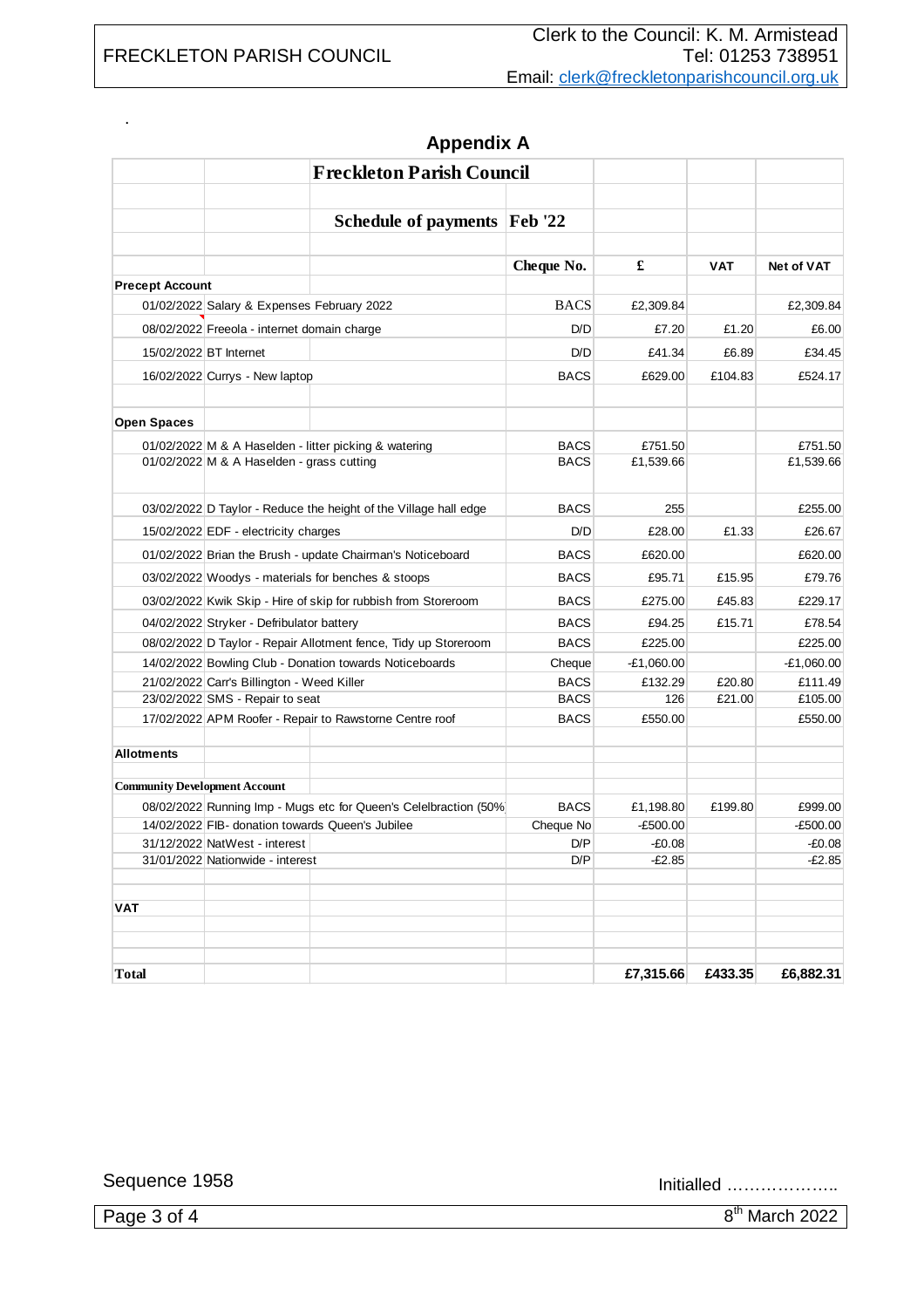## Appendix A

| | | | | | | |
|---|---|---|---|---|---|---|
| | **Freckleton Parish Council** | | | | | |
| | | | | | | |
| | | **Schedule of payments** | **Feb '22** | | | |
| | | | | | | |
| | | | **Cheque No.** | **£** | **VAT** | **Net of VAT** |
| **Precept Account** | | | | | | |
| | 01/02/2022 | Salary & Expenses February 2022 | BACS | £2,309.84 | | £2,309.84 |
| | 08/02/2022 | Freeola - internet domain charge | D/D | £7.20 | £1.20 | £6.00 |
| | 15/02/2022 | BT Internet | D/D | £41.34 | £6.89 | £34.45 |
| | 16/02/2022 | Currys - New laptop | BACS | £629.00 | £104.83 | £524.17 |
| | | | | | | |
| **Open Spaces** | | | | | | |
| | 01/02/2022 | M & A Haselden - litter picking & watering | BACS | £751.50 | | £751.50 |
| | 01/02/2022 | M & A Haselden - grass cutting | BACS | £1,539.66 | | £1,539.66 |
| | 03/02/2022 | D Taylor - Reduce the height of the Village hall edge | BACS | 255 | | £255.00 |
| | 15/02/2022 | EDF - electricity charges | D/D | £28.00 | £1.33 | £26.67 |
| | 01/02/2022 | Brian the Brush - update Chairman's Noticeboard | BACS | £620.00 | | £620.00 |
| | 03/02/2022 | Woodys - materials for benches & stoops | BACS | £95.71 | £15.95 | £79.76 |
| | 03/02/2022 | Kwik Skip - Hire of skip for rubbish from Storeroom | BACS | £275.00 | £45.83 | £229.17 |
| | 04/02/2022 | Stryker - Defibrulator battery | BACS | £94.25 | £15.71 | £78.54 |
| | 08/02/2022 | D Taylor - Repair Allotment fence, Tidy up Storeroom | BACS | £225.00 | | £225.00 |
| | 14/02/2022 | Bowling Club - Donation towards Noticeboards | Cheque | -£1,060.00 | | -£1,060.00 |
| | 21/02/2022 | Carr's Billington - Weed Killer | BACS | £132.29 | £20.80 | £111.49 |
| | 23/02/2022 | SMS - Repair to seat | BACS | 126 | £21.00 | £105.00 |
| | 17/02/2022 | APM Roofer - Repair to Rawstorne Centre roof | BACS | £550.00 | | £550.00 |
| | | | | | | |
| **Allotments** | | | | | | |
| | | | | | | |
| **Community Development Account** | | | | | | |
| | 08/02/2022 | Running Imp - Mugs etc for Queen's Celelbraction (50% | BACS | £1,198.80 | £199.80 | £999.00 |
| | 14/02/2022 | FIB- donation towards Queen's Jubilee | Cheque No | -£500.00 | | -£500.00 |
| | 31/12/2022 | NatWest - interest | D/P | -£0.08 | | -£0.08 |
| | 31/01/2022 | Nationwide - interest | D/P | -£2.85 | | -£2.85 |
| | | | | | | |
| **VAT** | | | | | | |
| | | | | | | |
| **Total** | | | | **£7,315.66** | **£433.35** | **£6,882.31** |

Sequence 1958

Initialled ………………..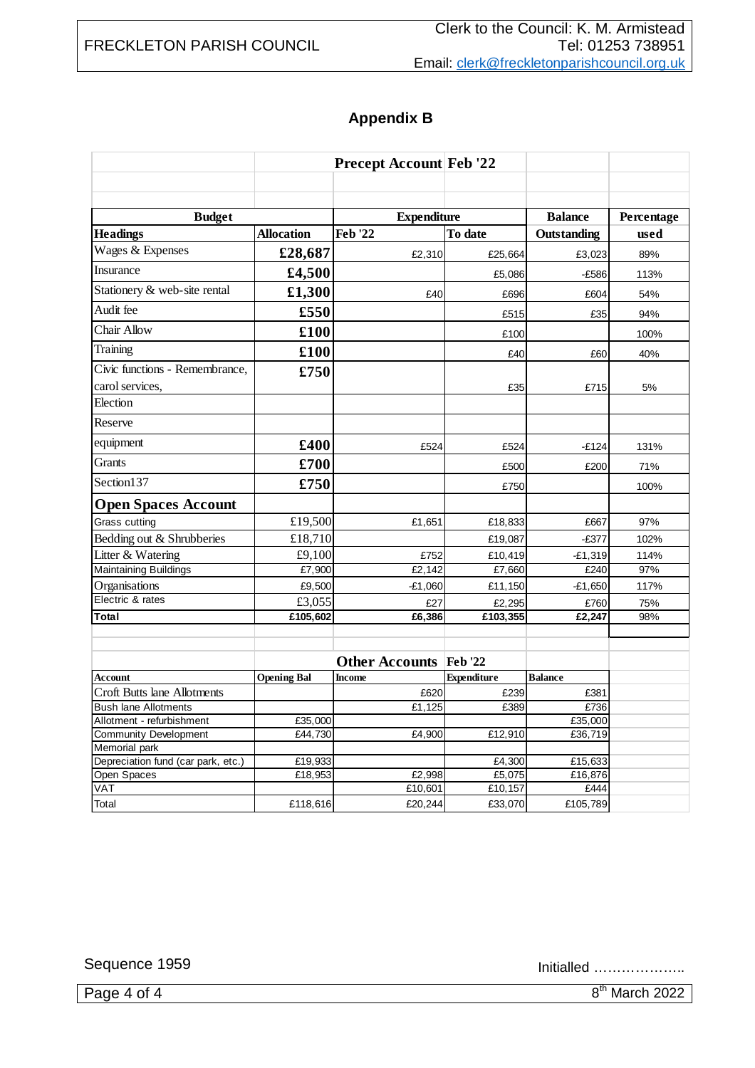## Appendix B

| | Precept Account Feb '22 | | | | |
|---|---|---|---|---|---|
| **Budget** | | **Expenditure** | | **Balance** | **Percentage** |
| **Headings** | **Allocation** | **Feb '22** | **To date** | **Outstanding** | **used** |
| Wages & Expenses | £28,687 | £2,310 | £25,664 | £3,023 | 89% |
| Insurance | £4,500 | | £5,086 | -£586 | 113% |
| Stationery & web-site rental | £1,300 | £40 | £696 | £604 | 54% |
| Audit fee | £550 | | £515 | £35 | 94% |
| Chair Allow | £100 | | £100 | | 100% |
| Training | £100 | | £40 | £60 | 40% |
| Civic functions - Remembrance, carol services, | £750 | | £35 | £715 | 5% |
| Election | | | | | |
| Reserve | | | | | |
| equipment | £400 | £524 | £524 | -£124 | 131% |
| Grants | £700 | | £500 | £200 | 71% |
| Section137 | £750 | | £750 | | 100% |
| **Open Spaces Account** | | | | | |
| Grass cutting | £19,500 | £1,651 | £18,833 | £667 | 97% |
| Bedding out & Shrubberies | £18,710 | | £19,087 | -£377 | 102% |
| Litter & Watering | £9,100 | £752 | £10,419 | -£1,319 | 114% |
| Maintaining Buildings | £7,900 | £2,142 | £7,660 | £240 | 97% |
| Organisations | £9,500 | -£1,060 | £11,150 | -£1,650 | 117% |
| Electric & rates | £3,055 | £27 | £2,295 | £760 | 75% |
| **Total** | **£105,602** | **£6,386** | **£103,355** | **£2,247** | 98% |

| | Other Accounts Feb '22 | | | |
|---|---|---|---|---|
| **Account** | **Opening Bal** | **Income** | **Expenditure** | **Balance** |
| Croft Butts lane Allotments | | £620 | £239 | £381 |
| Bush lane Allotments | | £1,125 | £389 | £736 |
| Allotment - refurbishment | £35,000 | | | £35,000 |
| Community Development | £44,730 | £4,900 | £12,910 | £36,719 |
| Memorial park | | | | |
| Depreciation fund (car park, etc.) | £19,933 | | £4,300 | £15,633 |
| Open Spaces | £18,953 | £2,998 | £5,075 | £16,876 |
| VAT | | £10,601 | £10,157 | £444 |
| Total | £118,616 | £20,244 | £33,070 | £105,789 |

Sequence 1959

Initialled ………………..